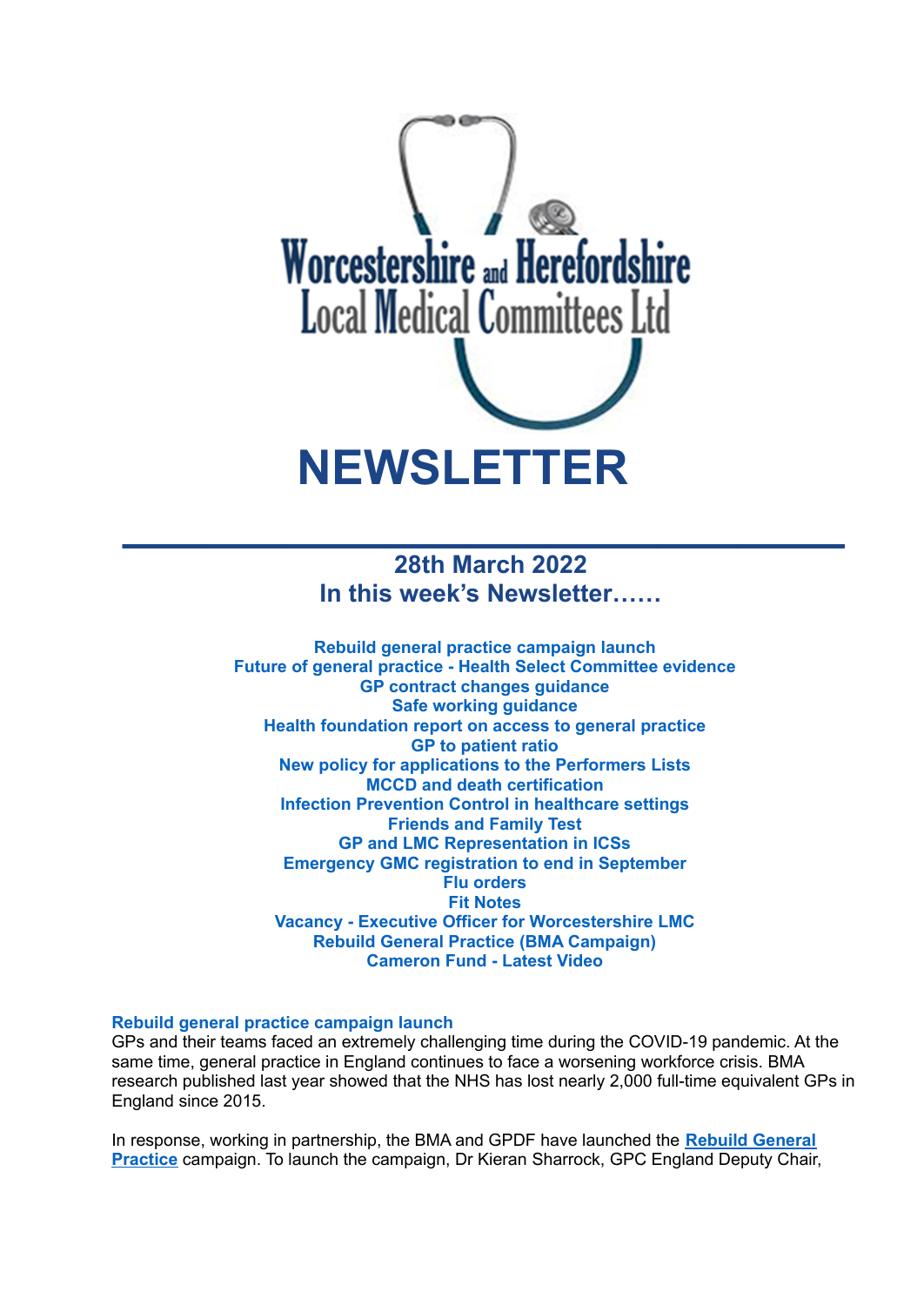# Worcestershire and Herefordshire Local Medical Committees Ltd

# NEWSLETTER

## 28th March 2022
## In this week's Newsletter……

**Rebuild general practice campaign launch**
**Future of general practice - Health Select Committee evidence**
**GP contract changes guidance**
**Safe working guidance**
**Health foundation report on access to general practice**
**GP to patient ratio**
**New policy for applications to the Performers Lists**
**MCCD and death certification**
**Infection Prevention Control in healthcare settings**
**Friends and Family Test**
**GP and LMC Representation in ICSs**
**Emergency GMC registration to end in September**
**Flu orders**
**Fit Notes**
**Vacancy - Executive Officer for Worcestershire LMC**
**Rebuild General Practice (BMA Campaign)**
**Cameron Fund - Latest Video**

### Rebuild general practice campaign launch

GPs and their teams faced an extremely challenging time during the COVID-19 pandemic. At the same time, general practice in England continues to face a worsening workforce crisis. BMA research published last year showed that the NHS has lost nearly 2,000 full-time equivalent GPs in England since 2015.

In response, working in partnership, the BMA and GPDF have launched the **Rebuild General Practice** campaign. To launch the campaign, Dr Kieran Sharrock, GPC England Deputy Chair,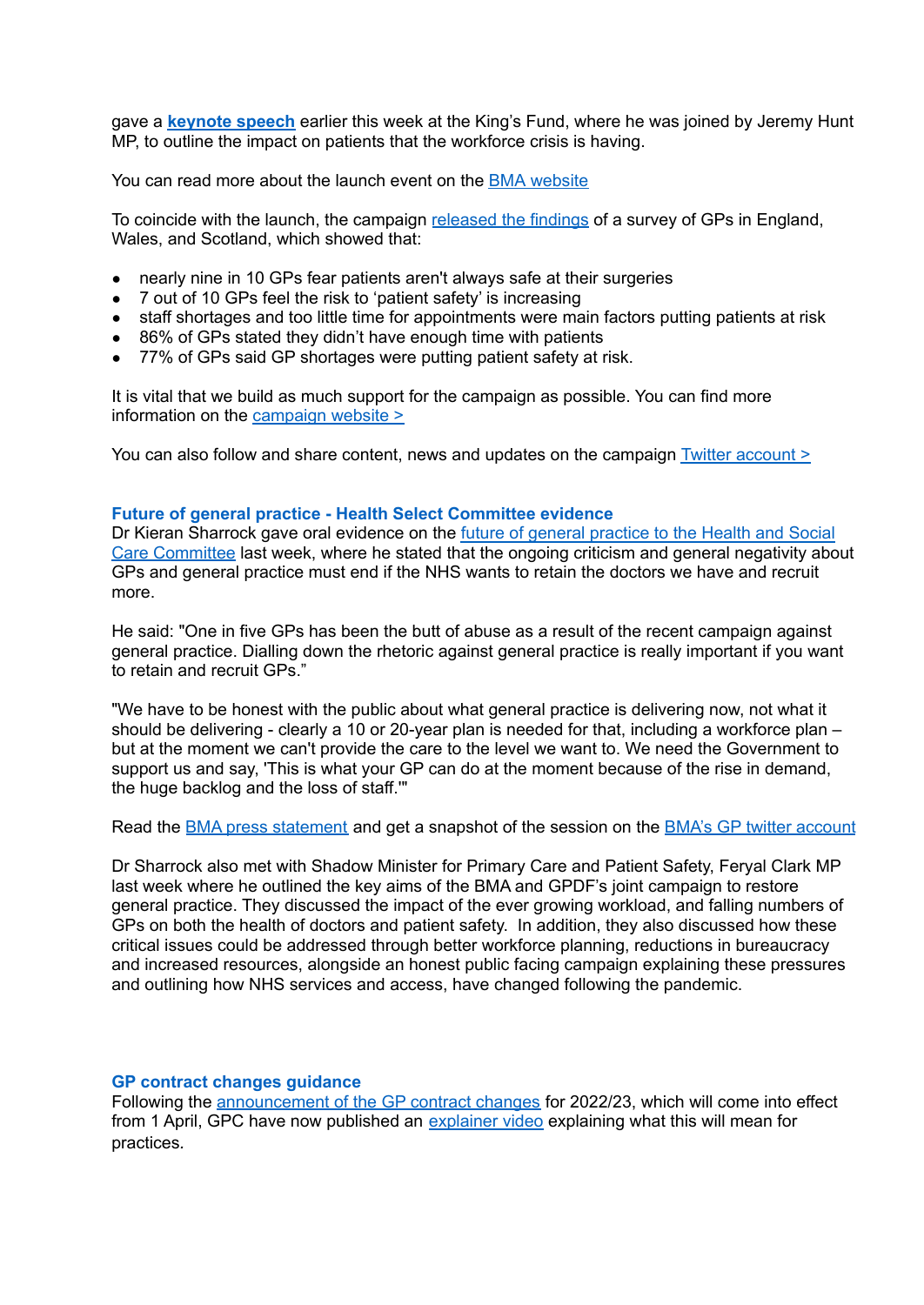gave a **keynote speech** earlier this week at the King's Fund, where he was joined by Jeremy Hunt MP, to outline the impact on patients that the workforce crisis is having.

You can read more about the launch event on the BMA website

To coincide with the launch, the campaign released the findings of a survey of GPs in England, Wales, and Scotland, which showed that:

- nearly nine in 10 GPs fear patients aren't always safe at their surgeries
- 7 out of 10 GPs feel the risk to 'patient safety' is increasing
- staff shortages and too little time for appointments were main factors putting patients at risk
- 86% of GPs stated they didn't have enough time with patients
- 77% of GPs said GP shortages were putting patient safety at risk.

It is vital that we build as much support for the campaign as possible. You can find more information on the campaign website >

You can also follow and share content, news and updates on the campaign Twitter account >

### Future of general practice - Health Select Committee evidence

Dr Kieran Sharrock gave oral evidence on the future of general practice to the Health and Social Care Committee last week, where he stated that the ongoing criticism and general negativity about GPs and general practice must end if the NHS wants to retain the doctors we have and recruit more.

He said: "One in five GPs has been the butt of abuse as a result of the recent campaign against general practice. Dialling down the rhetoric against general practice is really important if you want to retain and recruit GPs."

"We have to be honest with the public about what general practice is delivering now, not what it should be delivering - clearly a 10 or 20-year plan is needed for that, including a workforce plan – but at the moment we can't provide the care to the level we want to. We need the Government to support us and say, 'This is what your GP can do at the moment because of the rise in demand, the huge backlog and the loss of staff.'"

Read the BMA press statement and get a snapshot of the session on the BMA's GP twitter account

Dr Sharrock also met with Shadow Minister for Primary Care and Patient Safety, Feryal Clark MP last week where he outlined the key aims of the BMA and GPDF's joint campaign to restore general practice. They discussed the impact of the ever growing workload, and falling numbers of GPs on both the health of doctors and patient safety. In addition, they also discussed how these critical issues could be addressed through better workforce planning, reductions in bureaucracy and increased resources, alongside an honest public facing campaign explaining these pressures and outlining how NHS services and access, have changed following the pandemic.

### GP contract changes guidance

Following the announcement of the GP contract changes for 2022/23, which will come into effect from 1 April, GPC have now published an explainer video explaining what this will mean for practices.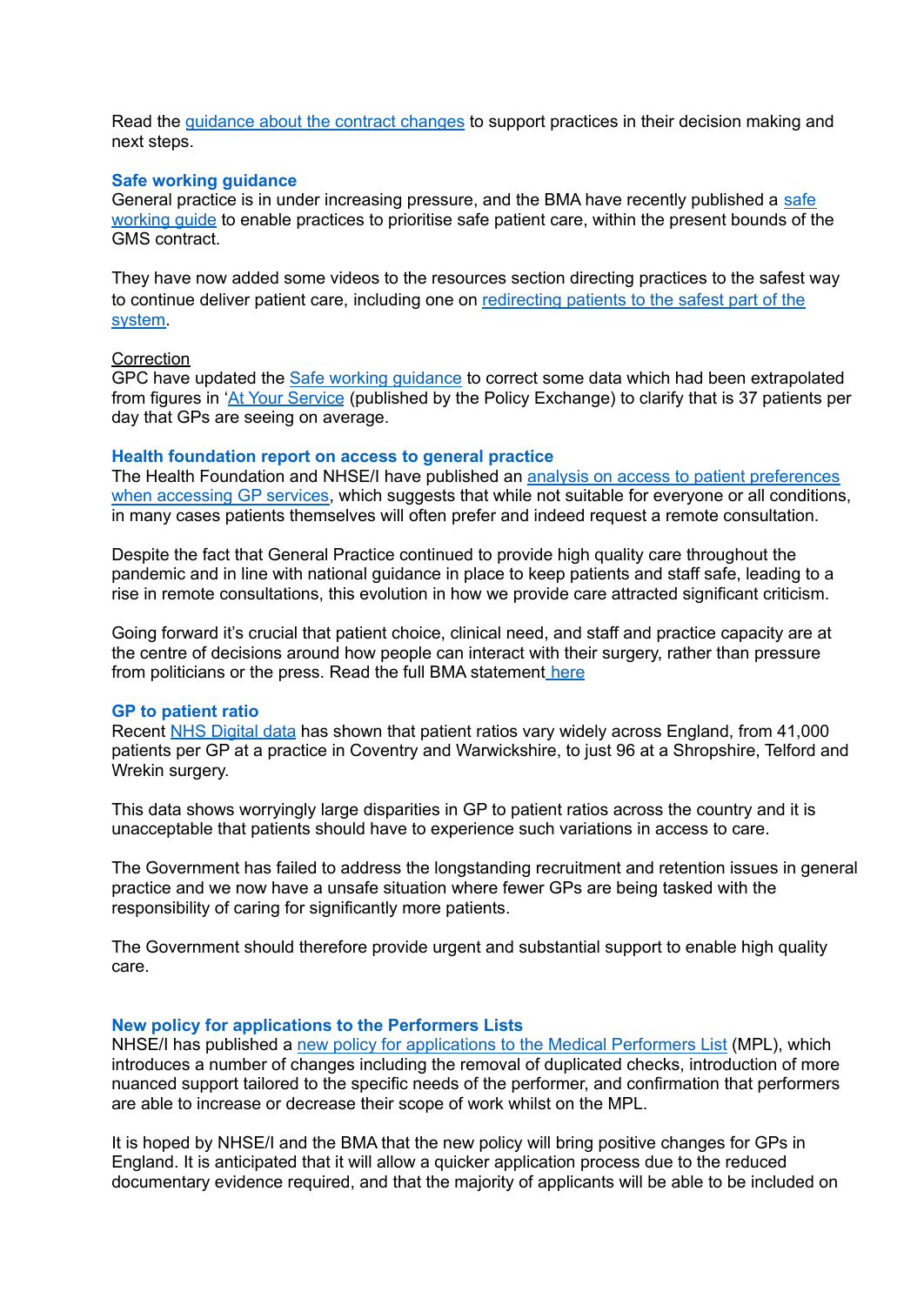Read the guidance about the contract changes to support practices in their decision making and next steps.

### Safe working guidance

General practice is in under increasing pressure, and the BMA have recently published a safe working guide to enable practices to prioritise safe patient care, within the present bounds of the GMS contract.

They have now added some videos to the resources section directing practices to the safest way to continue deliver patient care, including one on redirecting patients to the safest part of the system.

Correction

GPC have updated the Safe working guidance to correct some data which had been extrapolated from figures in 'At Your Service (published by the Policy Exchange) to clarify that is 37 patients per day that GPs are seeing on average.

### Health foundation report on access to general practice

The Health Foundation and NHSE/I have published an analysis on access to patient preferences when accessing GP services, which suggests that while not suitable for everyone or all conditions, in many cases patients themselves will often prefer and indeed request a remote consultation.

Despite the fact that General Practice continued to provide high quality care throughout the pandemic and in line with national guidance in place to keep patients and staff safe, leading to a rise in remote consultations, this evolution in how we provide care attracted significant criticism.

Going forward it's crucial that patient choice, clinical need, and staff and practice capacity are at the centre of decisions around how people can interact with their surgery, rather than pressure from politicians or the press. Read the full BMA statement here

### GP to patient ratio

Recent NHS Digital data has shown that patient ratios vary widely across England, from 41,000 patients per GP at a practice in Coventry and Warwickshire, to just 96 at a Shropshire, Telford and Wrekin surgery.

This data shows worryingly large disparities in GP to patient ratios across the country and it is unacceptable that patients should have to experience such variations in access to care.

The Government has failed to address the longstanding recruitment and retention issues in general practice and we now have a unsafe situation where fewer GPs are being tasked with the responsibility of caring for significantly more patients.

The Government should therefore provide urgent and substantial support to enable high quality care.

### New policy for applications to the Performers Lists

NHSE/I has published a new policy for applications to the Medical Performers List (MPL), which introduces a number of changes including the removal of duplicated checks, introduction of more nuanced support tailored to the specific needs of the performer, and confirmation that performers are able to increase or decrease their scope of work whilst on the MPL.

It is hoped by NHSE/I and the BMA that the new policy will bring positive changes for GPs in England. It is anticipated that it will allow a quicker application process due to the reduced documentary evidence required, and that the majority of applicants will be able to be included on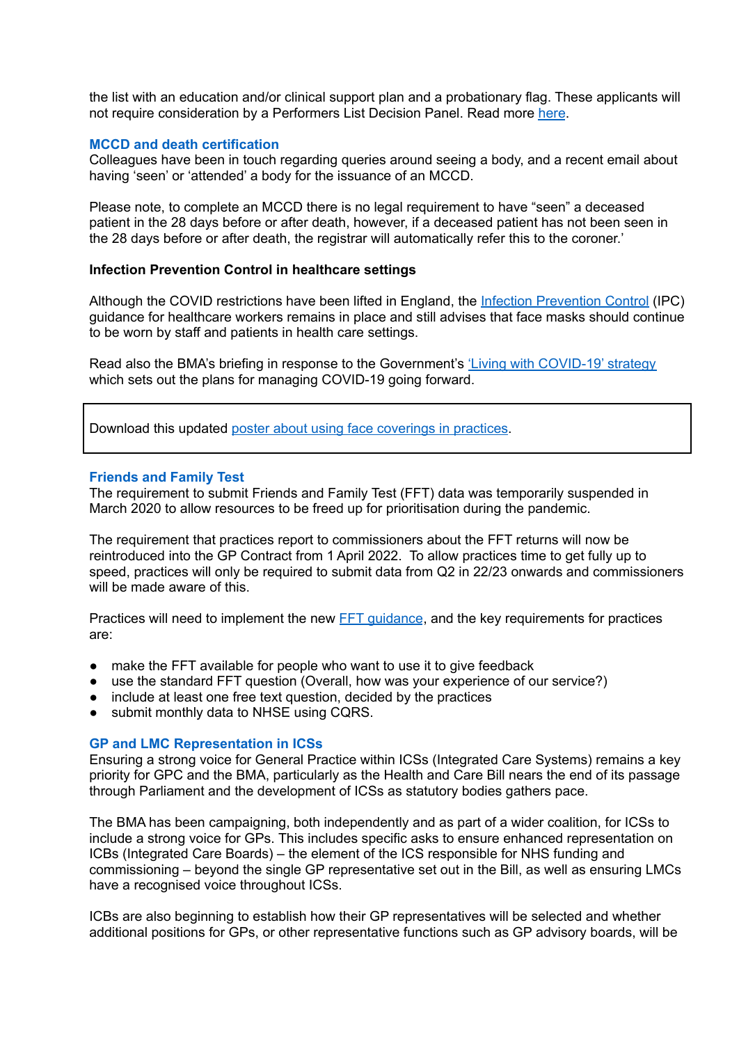the list with an education and/or clinical support plan and a probationary flag. These applicants will not require consideration by a Performers List Decision Panel. Read more [here](#).

### MCCD and death certification

Colleagues have been in touch regarding queries around seeing a body, and a recent email about having 'seen' or 'attended' a body for the issuance of an MCCD.

Please note, to complete an MCCD there is no legal requirement to have "seen" a deceased patient in the 28 days before or after death, however, if a deceased patient has not been seen in the 28 days before or after death, the registrar will automatically refer this to the coroner.'

**Infection Prevention Control in healthcare settings**

Although the COVID restrictions have been lifted in England, the [Infection Prevention Control](#) (IPC) guidance for healthcare workers remains in place and still advises that face masks should continue to be worn by staff and patients in health care settings.

Read also the BMA's briefing in response to the Government's ['Living with COVID-19' strategy](#) which sets out the plans for managing COVID-19 going forward.

> Download this updated [poster about using face coverings in practices](#).

### Friends and Family Test

The requirement to submit Friends and Family Test (FFT) data was temporarily suspended in March 2020 to allow resources to be freed up for prioritisation during the pandemic.

The requirement that practices report to commissioners about the FFT returns will now be reintroduced into the GP Contract from 1 April 2022. To allow practices time to get fully up to speed, practices will only be required to submit data from Q2 in 22/23 onwards and commissioners will be made aware of this.

Practices will need to implement the new [FFT guidance](#), and the key requirements for practices are:

- make the FFT available for people who want to use it to give feedback
- use the standard FFT question (Overall, how was your experience of our service?)
- include at least one free text question, decided by the practices
- submit monthly data to NHSE using CQRS.

### GP and LMC Representation in ICSs

Ensuring a strong voice for General Practice within ICSs (Integrated Care Systems) remains a key priority for GPC and the BMA, particularly as the Health and Care Bill nears the end of its passage through Parliament and the development of ICSs as statutory bodies gathers pace.

The BMA has been campaigning, both independently and as part of a wider coalition, for ICSs to include a strong voice for GPs. This includes specific asks to ensure enhanced representation on ICBs (Integrated Care Boards) – the element of the ICS responsible for NHS funding and commissioning – beyond the single GP representative set out in the Bill, as well as ensuring LMCs have a recognised voice throughout ICSs.

ICBs are also beginning to establish how their GP representatives will be selected and whether additional positions for GPs, or other representative functions such as GP advisory boards, will be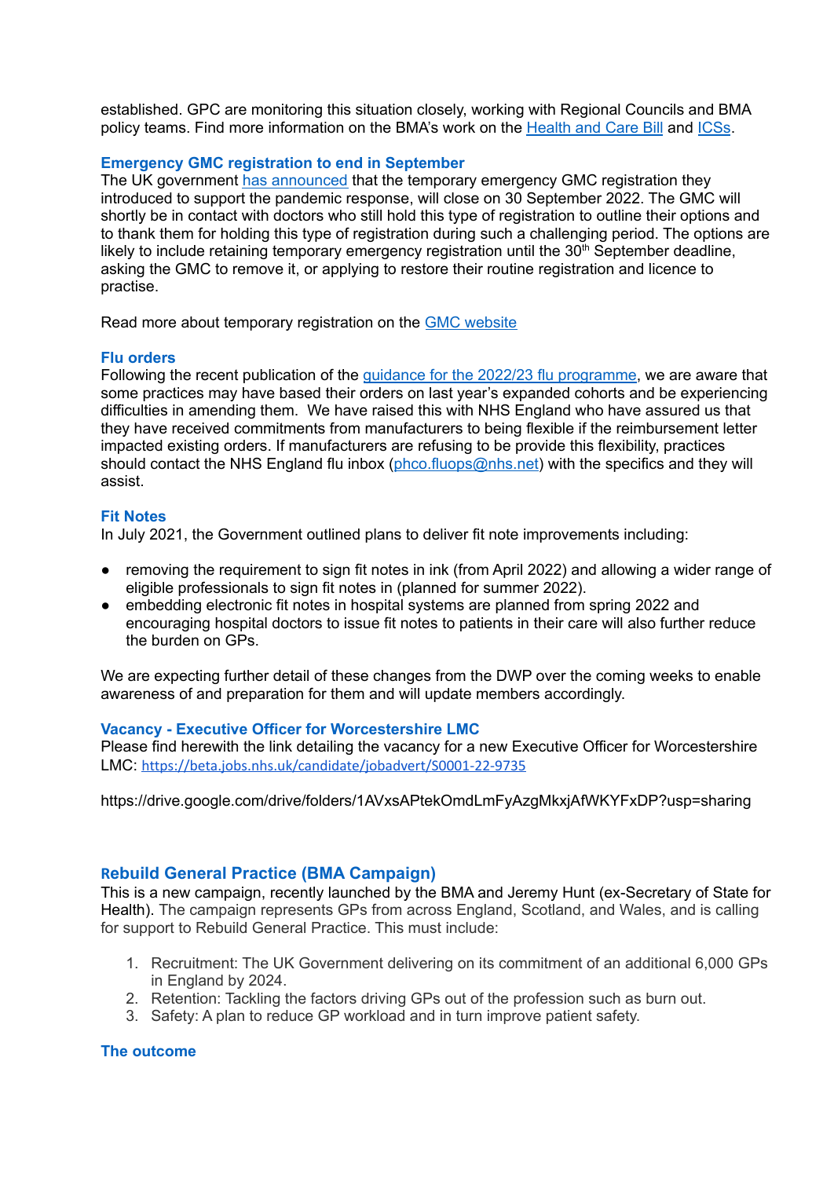established. GPC are monitoring this situation closely, working with Regional Councils and BMA policy teams. Find more information on the BMA's work on the [Health and Care Bill]() and [ICSs]().

### Emergency GMC registration to end in September

The UK government [has announced]() that the temporary emergency GMC registration they introduced to support the pandemic response, will close on 30 September 2022. The GMC will shortly be in contact with doctors who still hold this type of registration to outline their options and to thank them for holding this type of registration during such a challenging period. The options are likely to include retaining temporary emergency registration until the 30th September deadline, asking the GMC to remove it, or applying to restore their routine registration and licence to practise.

Read more about temporary registration on the [GMC website]()

### Flu orders

Following the recent publication of the [guidance for the 2022/23 flu programme](), we are aware that some practices may have based their orders on last year's expanded cohorts and be experiencing difficulties in amending them. We have raised this with NHS England who have assured us that they have received commitments from manufacturers to being flexible if the reimbursement letter impacted existing orders. If manufacturers are refusing to be provide this flexibility, practices should contact the NHS England flu inbox (phco.fluops@nhs.net) with the specifics and they will assist.

### Fit Notes

In July 2021, the Government outlined plans to deliver fit note improvements including:

- removing the requirement to sign fit notes in ink (from April 2022) and allowing a wider range of eligible professionals to sign fit notes in (planned for summer 2022).
- embedding electronic fit notes in hospital systems are planned from spring 2022 and encouraging hospital doctors to issue fit notes to patients in their care will also further reduce the burden on GPs.

We are expecting further detail of these changes from the DWP over the coming weeks to enable awareness of and preparation for them and will update members accordingly.

### Vacancy - Executive Officer for Worcestershire LMC

Please find herewith the link detailing the vacancy for a new Executive Officer for Worcestershire LMC: https://beta.jobs.nhs.uk/candidate/jobadvert/S0001-22-9735

https://drive.google.com/drive/folders/1AVxsAPtekOmdLmFyAzgMkxjAfWKYFxDP?usp=sharing

### Rebuild General Practice (BMA Campaign)

This is a new campaign, recently launched by the BMA and Jeremy Hunt (ex-Secretary of State for Health). The campaign represents GPs from across England, Scotland, and Wales, and is calling for support to Rebuild General Practice. This must include:

1. Recruitment: The UK Government delivering on its commitment of an additional 6,000 GPs in England by 2024.
2. Retention: Tackling the factors driving GPs out of the profession such as burn out.
3. Safety: A plan to reduce GP workload and in turn improve patient safety.

### The outcome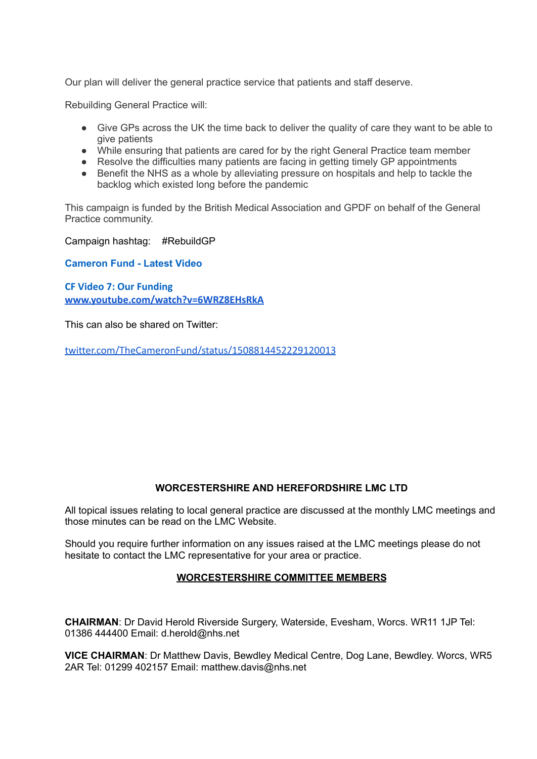Our plan will deliver the general practice service that patients and staff deserve.

Rebuilding General Practice will:

- Give GPs across the UK the time back to deliver the quality of care they want to be able to give patients
- While ensuring that patients are cared for by the right General Practice team member
- Resolve the difficulties many patients are facing in getting timely GP appointments
- Benefit the NHS as a whole by alleviating pressure on hospitals and help to tackle the backlog which existed long before the pandemic

This campaign is funded by the British Medical Association and GPDF on behalf of the General Practice community.

Campaign hashtag: #RebuildGP

**Cameron Fund - Latest Video**

**CF Video 7: Our Funding**
**www.youtube.com/watch?v=6WRZ8EHsRkA**

This can also be shared on Twitter:

twitter.com/TheCameronFund/status/1508814452229120013

**WORCESTERSHIRE AND HEREFORDSHIRE LMC LTD**

All topical issues relating to local general practice are discussed at the monthly LMC meetings and those minutes can be read on the LMC Website.

Should you require further information on any issues raised at the LMC meetings please do not hesitate to contact the LMC representative for your area or practice.

**WORCESTERSHIRE COMMITTEE MEMBERS**

**CHAIRMAN**: Dr David Herold Riverside Surgery, Waterside, Evesham, Worcs. WR11 1JP Tel: 01386 444400 Email: d.herold@nhs.net

**VICE CHAIRMAN**: Dr Matthew Davis, Bewdley Medical Centre, Dog Lane, Bewdley. Worcs, WR5 2AR Tel: 01299 402157 Email: matthew.davis@nhs.net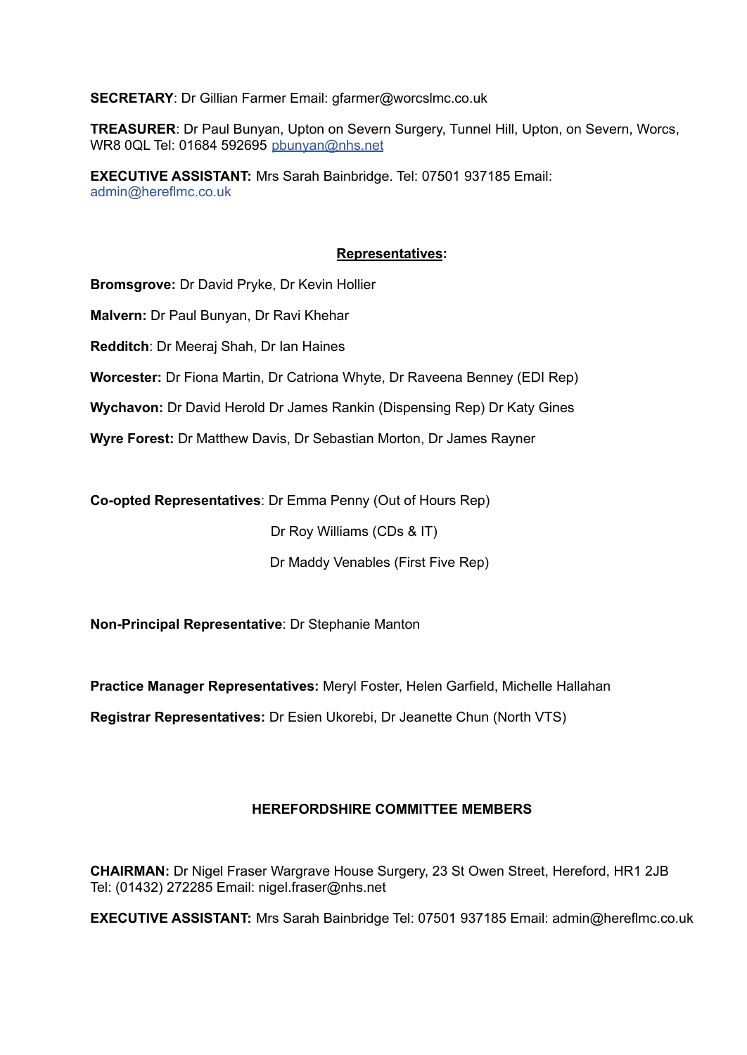**SECRETARY**: Dr Gillian Farmer Email: gfarmer@worcslmc.co.uk

**TREASURER**: Dr Paul Bunyan, Upton on Severn Surgery, Tunnel Hill, Upton, on Severn, Worcs, WR8 0QL Tel: 01684 592695 pbunyan@nhs.net

**EXECUTIVE ASSISTANT:** Mrs Sarah Bainbridge. Tel: 07501 937185 Email: admin@hereflmc.co.uk

## Representatives:

**Bromsgrove:** Dr David Pryke, Dr Kevin Hollier

**Malvern:** Dr Paul Bunyan, Dr Ravi Khehar

**Redditch**: Dr Meeraj Shah, Dr Ian Haines

**Worcester:** Dr Fiona Martin, Dr Catriona Whyte, Dr Raveena Benney (EDI Rep)

**Wychavon:** Dr David Herold Dr James Rankin (Dispensing Rep) Dr Katy Gines

**Wyre Forest:** Dr Matthew Davis, Dr Sebastian Morton, Dr James Rayner

**Co-opted Representatives**: Dr Emma Penny (Out of Hours Rep)
Dr Roy Williams (CDs & IT)
Dr Maddy Venables (First Five Rep)

**Non-Principal Representative**: Dr Stephanie Manton

**Practice Manager Representatives:** Meryl Foster, Helen Garfield, Michelle Hallahan

**Registrar Representatives:** Dr Esien Ukorebi, Dr Jeanette Chun (North VTS)

## HEREFORDSHIRE COMMITTEE MEMBERS

**CHAIRMAN:** Dr Nigel Fraser Wargrave House Surgery, 23 St Owen Street, Hereford, HR1 2JB Tel: (01432) 272285 Email: nigel.fraser@nhs.net

**EXECUTIVE ASSISTANT:** Mrs Sarah Bainbridge Tel: 07501 937185 Email: admin@hereflmc.co.uk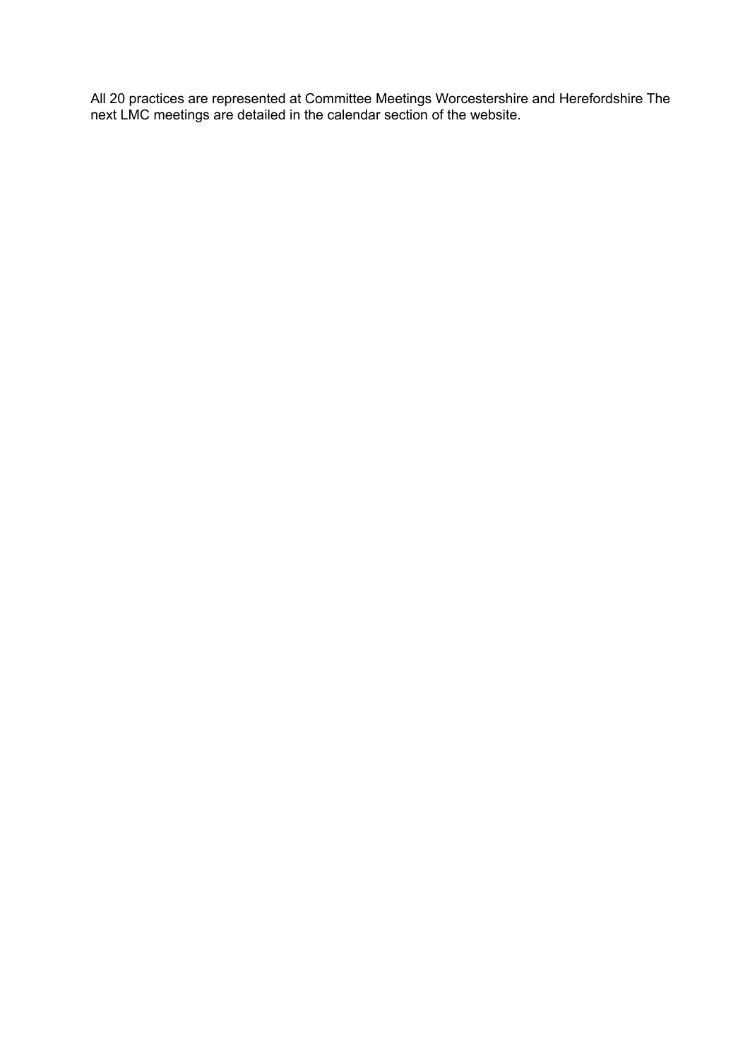All 20 practices are represented at Committee Meetings Worcestershire and Herefordshire The next LMC meetings are detailed in the calendar section of the website.